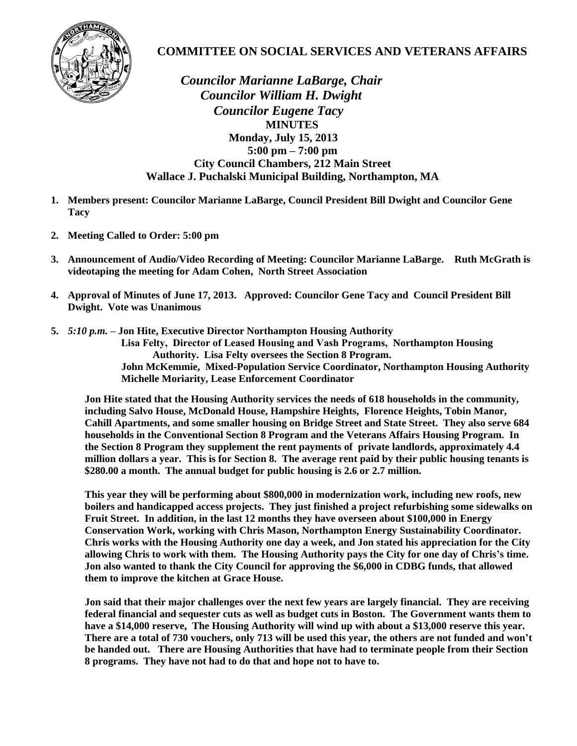# COMMITTEE ON SOCIAL SERVICES AND VETERANS AFFAIRS

*Councilor Marianne LaBarge, Chair*
*Councilor William H. Dwight*
*Councilor Eugene Tacy*

**MINUTES**
**Monday, July 15, 2013**
**5:00 pm – 7:00 pm**
**City Council Chambers, 212 Main Street**
**Wallace J. Puchalski Municipal Building, Northampton, MA**

1. **Members present: Councilor Marianne LaBarge, Council President Bill Dwight and Councilor Gene Tacy**

2. **Meeting Called to Order: 5:00 pm**

3. **Announcement of Audio/Video Recording of Meeting: Councilor Marianne LaBarge. Ruth McGrath is videotaping the meeting for Adam Cohen, North Street Association**

4. **Approval of Minutes of June 17, 2013. Approved: Councilor Gene Tacy and Council President Bill Dwight. Vote was Unanimous**

5. ***5:10 p.m.*** **– Jon Hite, Executive Director Northampton Housing Authority**
   **Lisa Felty, Director of Leased Housing and Vash Programs, Northampton Housing Authority. Lisa Felty oversees the Section 8 Program.**
   **John McKemmie, Mixed-Population Service Coordinator, Northampton Housing Authority**
   **Michelle Moriarity, Lease Enforcement Coordinator**

   **Jon Hite stated that the Housing Authority services the needs of 618 households in the community, including Salvo House, McDonald House, Hampshire Heights, Florence Heights, Tobin Manor, Cahill Apartments, and some smaller housing on Bridge Street and State Street. They also serve 684 households in the Conventional Section 8 Program and the Veterans Affairs Housing Program. In the Section 8 Program they supplement the rent payments of private landlords, approximately 4.4 million dollars a year. This is for Section 8. The average rent paid by their public housing tenants is $280.00 a month. The annual budget for public housing is 2.6 or 2.7 million.**

   **This year they will be performing about $800,000 in modernization work, including new roofs, new boilers and handicapped access projects. They just finished a project refurbishing some sidewalks on Fruit Street. In addition, in the last 12 months they have overseen about $100,000 in Energy Conservation Work, working with Chris Mason, Northampton Energy Sustainability Coordinator. Chris works with the Housing Authority one day a week, and Jon stated his appreciation for the City allowing Chris to work with them. The Housing Authority pays the City for one day of Chris's time. Jon also wanted to thank the City Council for approving the $6,000 in CDBG funds, that allowed them to improve the kitchen at Grace House.**

   **Jon said that their major challenges over the next few years are largely financial. They are receiving federal financial and sequester cuts as well as budget cuts in Boston. The Government wants them to have a $14,000 reserve, The Housing Authority will wind up with about a $13,000 reserve this year. There are a total of 730 vouchers, only 713 will be used this year, the others are not funded and won't be handed out. There are Housing Authorities that have had to terminate people from their Section 8 programs. They have not had to do that and hope not to have to.**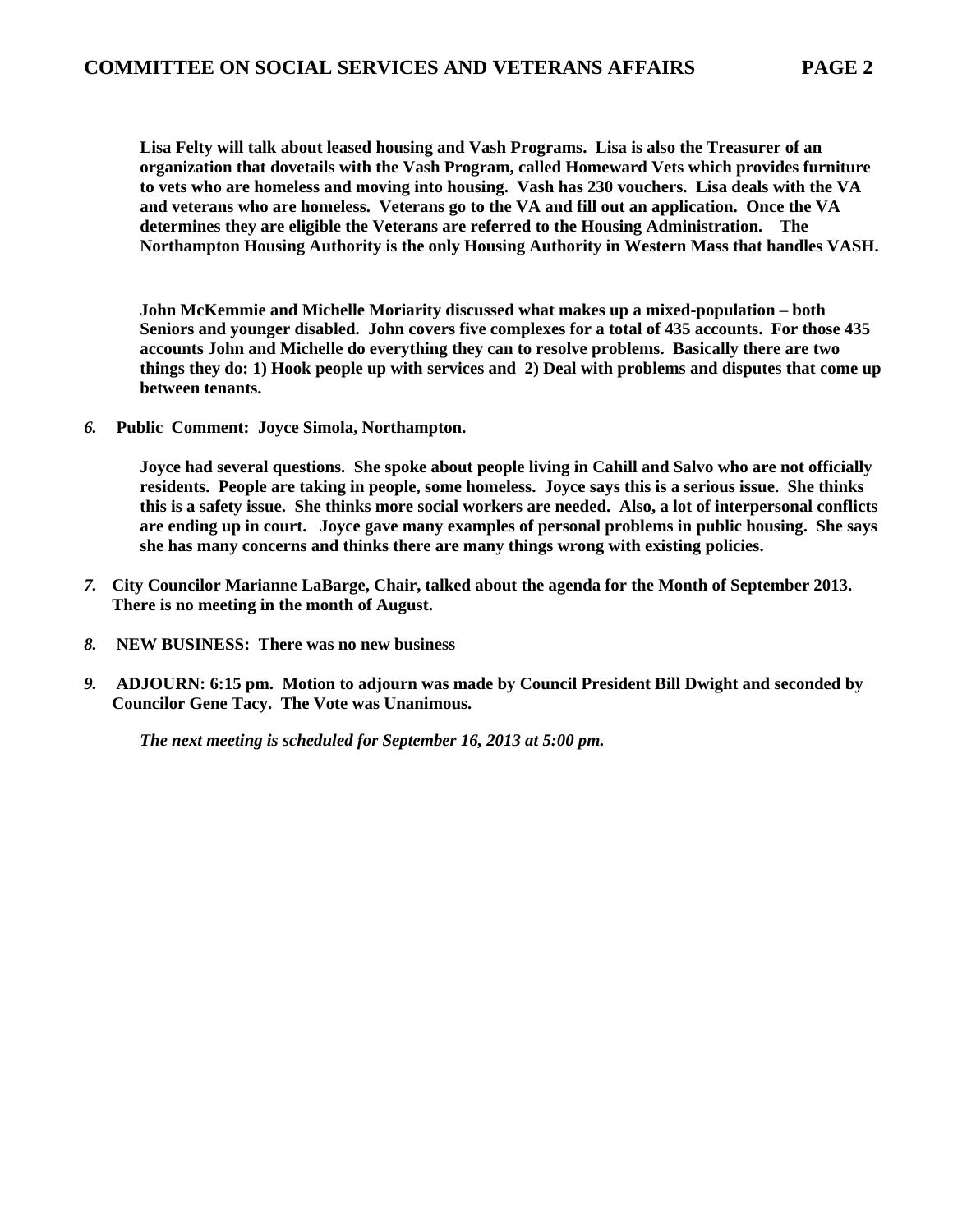**Lisa Felty will talk about leased housing and Vash Programs. Lisa is also the Treasurer of an organization that dovetails with the Vash Program, called Homeward Vets which provides furniture to vets who are homeless and moving into housing. Vash has 230 vouchers. Lisa deals with the VA and veterans who are homeless. Veterans go to the VA and fill out an application. Once the VA determines they are eligible the Veterans are referred to the Housing Administration. The Northampton Housing Authority is the only Housing Authority in Western Mass that handles VASH.**

**John McKemmie and Michelle Moriarity discussed what makes up a mixed-population – both Seniors and younger disabled. John covers five complexes for a total of 435 accounts. For those 435 accounts John and Michelle do everything they can to resolve problems. Basically there are two things they do: 1) Hook people up with services and 2) Deal with problems and disputes that come up between tenants.**

***6.*** **Public Comment: Joyce Simola, Northampton.**

**Joyce had several questions. She spoke about people living in Cahill and Salvo who are not officially residents. People are taking in people, some homeless. Joyce says this is a serious issue. She thinks this is a safety issue. She thinks more social workers are needed. Also, a lot of interpersonal conflicts are ending up in court. Joyce gave many examples of personal problems in public housing. She says she has many concerns and thinks there are many things wrong with existing policies.**

***7.*** **City Councilor Marianne LaBarge, Chair, talked about the agenda for the Month of September 2013. There is no meeting in the month of August.**

***8.*** **NEW BUSINESS: There was no new business**

***9.*** **ADJOURN: 6:15 pm. Motion to adjourn was made by Council President Bill Dwight and seconded by Councilor Gene Tacy. The Vote was Unanimous.**

***The next meeting is scheduled for September 16, 2013 at 5:00 pm.***